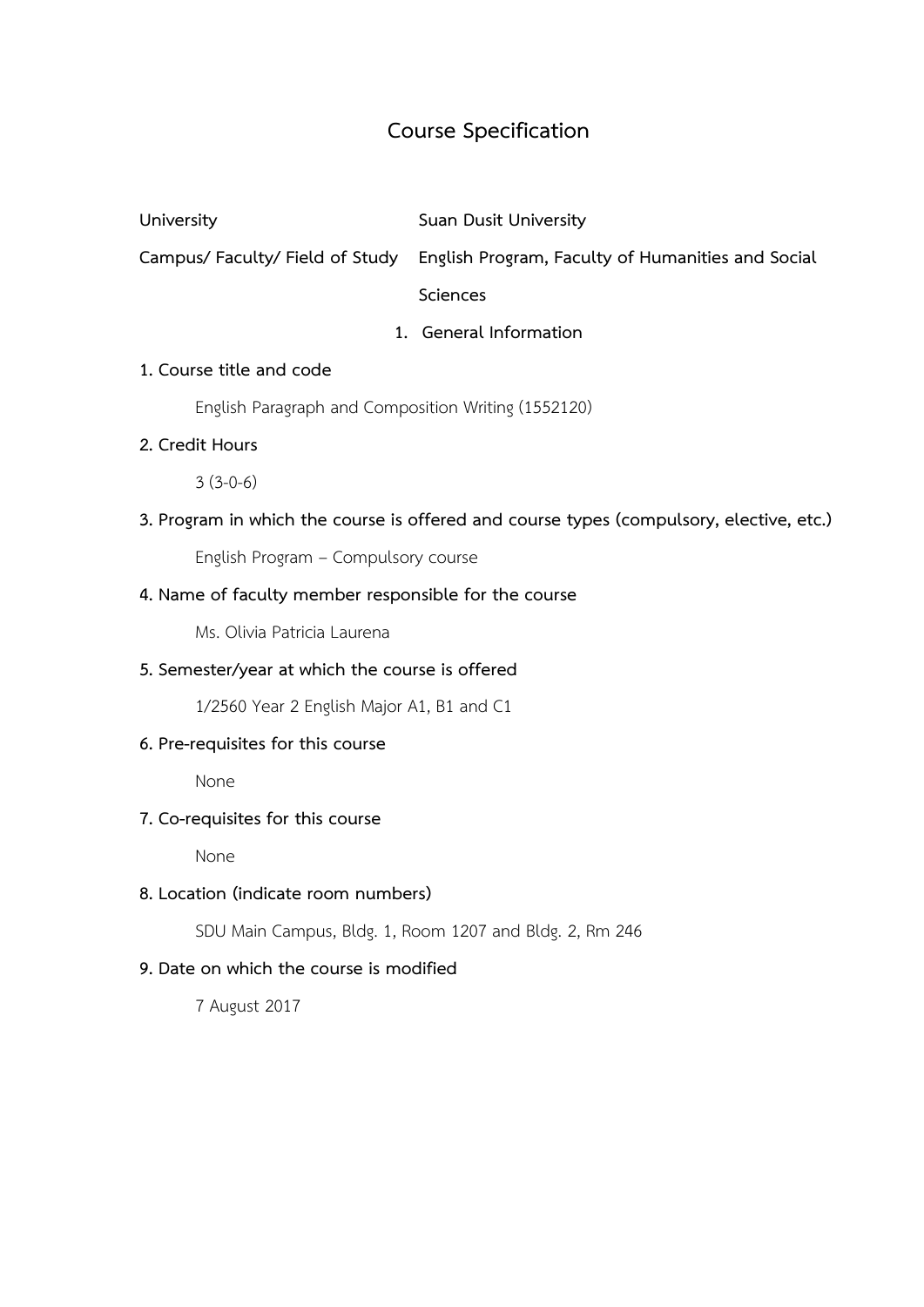# Course Specification

**University** Suan Dusit University

**Campus/ Faculty/ Field of Study** English Program, Faculty of Humanities and Social Sciences

## 1. General Information

**1. Course title and code**

English Paragraph and Composition Writing (1552120)

**2. Credit Hours**

3 (3-0-6)

**3. Program in which the course is offered and course types (compulsory, elective, etc.)**

English Program – Compulsory course

**4. Name of faculty member responsible for the course**

Ms. Olivia Patricia Laurena

**5. Semester/year at which the course is offered**

1/2560 Year 2 English Major A1, B1 and C1

**6. Pre-requisites for this course**

None

**7. Co-requisites for this course**

None

**8. Location (indicate room numbers)**

SDU Main Campus, Bldg. 1, Room 1207 and Bldg. 2, Rm 246

**9. Date on which the course is modified**

7 August 2017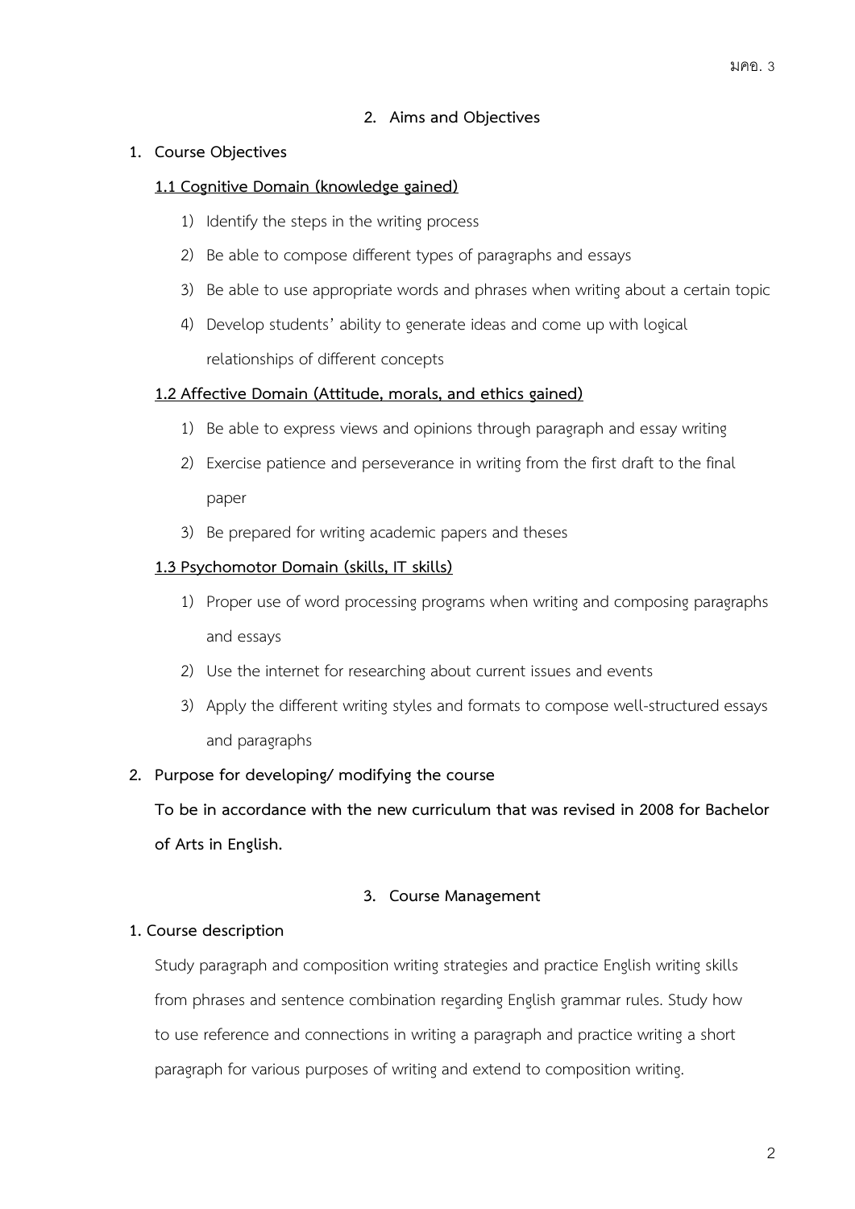## 2. Aims and Objectives

**1. Course Objectives**

**1.1 Cognitive Domain (knowledge gained)**

1) Identify the steps in the writing process
2) Be able to compose different types of paragraphs and essays
3) Be able to use appropriate words and phrases when writing about a certain topic
4) Develop students' ability to generate ideas and come up with logical relationships of different concepts

**1.2 Affective Domain (Attitude, morals, and ethics gained)**

1) Be able to express views and opinions through paragraph and essay writing
2) Exercise patience and perseverance in writing from the first draft to the final paper
3) Be prepared for writing academic papers and theses

**1.3 Psychomotor Domain (skills, IT skills)**

1) Proper use of word processing programs when writing and composing paragraphs and essays
2) Use the internet for researching about current issues and events
3) Apply the different writing styles and formats to compose well-structured essays and paragraphs

**2. Purpose for developing/ modifying the course**

**To be in accordance with the new curriculum that was revised in 2008 for Bachelor of Arts in English.**

## 3. Course Management

**1. Course description**

Study paragraph and composition writing strategies and practice English writing skills from phrases and sentence combination regarding English grammar rules. Study how to use reference and connections in writing a paragraph and practice writing a short paragraph for various purposes of writing and extend to composition writing.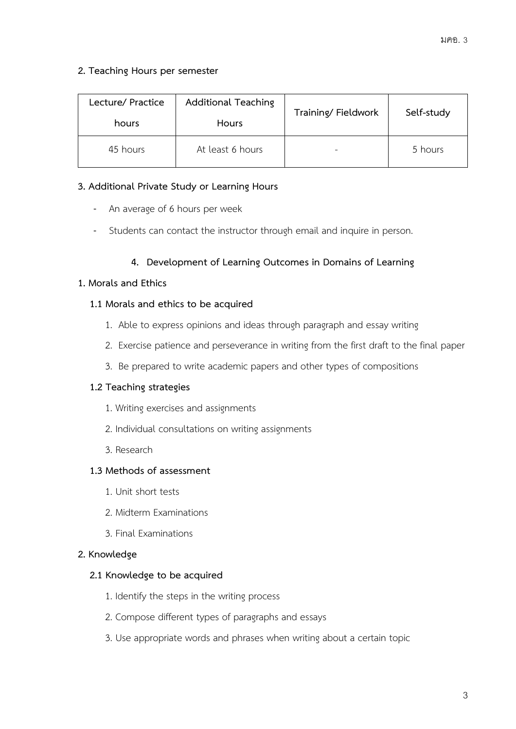**2. Teaching Hours per semester**

| Lecture/ Practice hours | Additional Teaching Hours | Training/ Fieldwork | Self-study |
| --- | --- | --- | --- |
| 45 hours | At least 6 hours | - | 5 hours |

**3. Additional Private Study or Learning Hours**

- An average of 6 hours per week
- Students can contact the instructor through email and inquire in person.

## 4. Development of Learning Outcomes in Domains of Learning

**1. Morals and Ethics**

**1.1 Morals and ethics to be acquired**

1. Able to express opinions and ideas through paragraph and essay writing
2. Exercise patience and perseverance in writing from the first draft to the final paper
3. Be prepared to write academic papers and other types of compositions

**1.2 Teaching strategies**

1. Writing exercises and assignments
2. Individual consultations on writing assignments
3. Research

**1.3 Methods of assessment**

1. Unit short tests
2. Midterm Examinations
3. Final Examinations

**2. Knowledge**

**2.1 Knowledge to be acquired**

1. Identify the steps in the writing process
2. Compose different types of paragraphs and essays
3. Use appropriate words and phrases when writing about a certain topic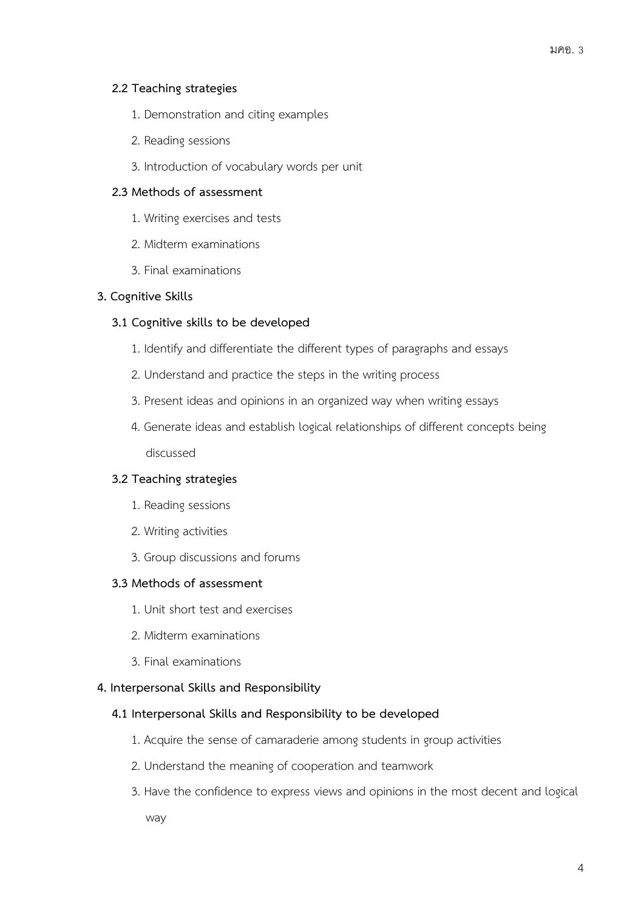### 2.2 Teaching strategies

1. Demonstration and citing examples
2. Reading sessions
3. Introduction of vocabulary words per unit

### 2.3 Methods of assessment

1. Writing exercises and tests
2. Midterm examinations
3. Final examinations

## 3. Cognitive Skills

### 3.1 Cognitive skills to be developed

1. Identify and differentiate the different types of paragraphs and essays
2. Understand and practice the steps in the writing process
3. Present ideas and opinions in an organized way when writing essays
4. Generate ideas and establish logical relationships of different concepts being discussed

### 3.2 Teaching strategies

1. Reading sessions
2. Writing activities
3. Group discussions and forums

### 3.3 Methods of assessment

1. Unit short test and exercises
2. Midterm examinations
3. Final examinations

## 4. Interpersonal Skills and Responsibility

### 4.1 Interpersonal Skills and Responsibility to be developed

1. Acquire the sense of camaraderie among students in group activities
2. Understand the meaning of cooperation and teamwork
3. Have the confidence to express views and opinions in the most decent and logical way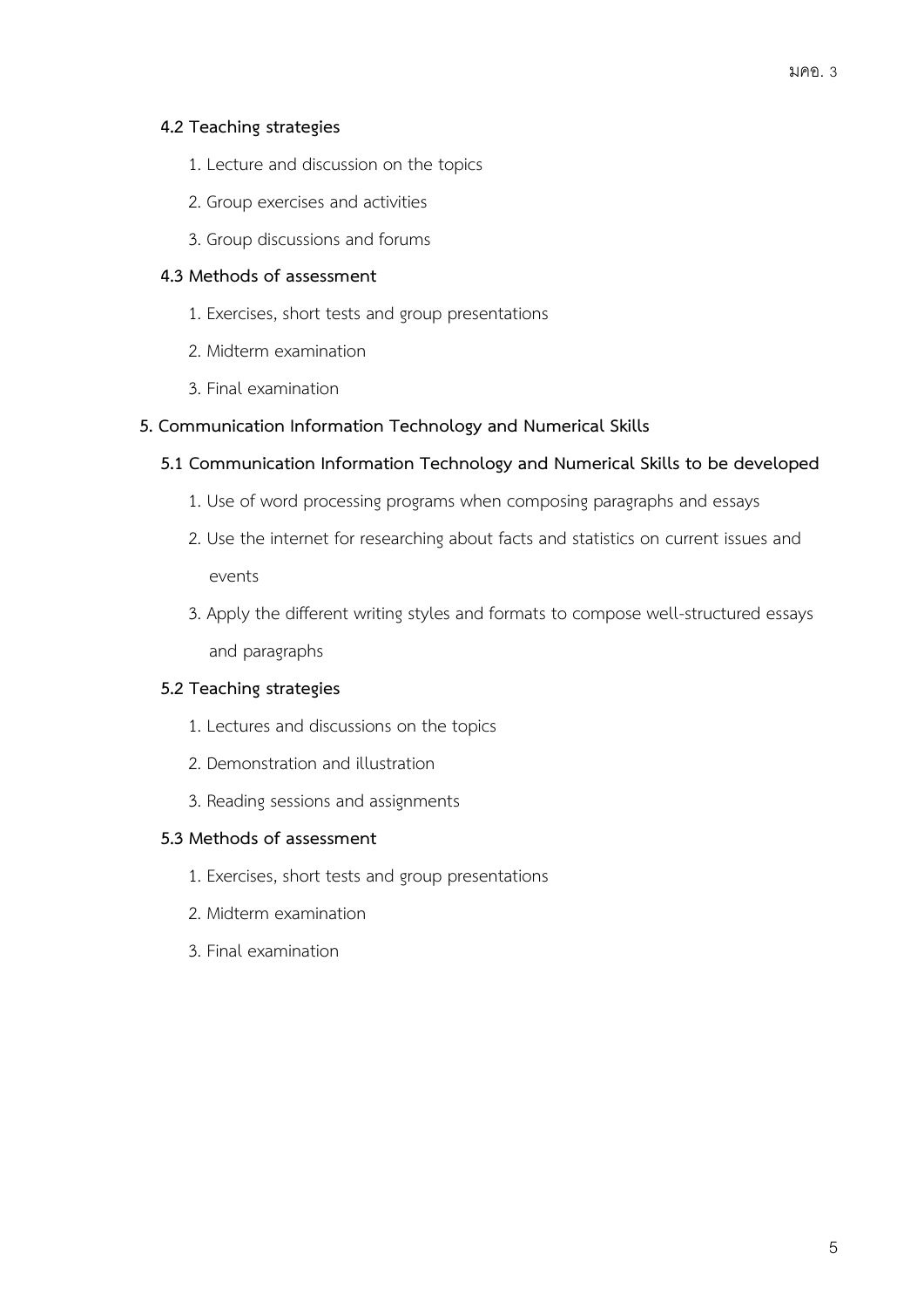**4.2 Teaching strategies**

1. Lecture and discussion on the topics
2. Group exercises and activities
3. Group discussions and forums

**4.3 Methods of assessment**

1. Exercises, short tests and group presentations
2. Midterm examination
3. Final examination

**5. Communication Information Technology and Numerical Skills**

**5.1 Communication Information Technology and Numerical Skills to be developed**

1. Use of word processing programs when composing paragraphs and essays
2. Use the internet for researching about facts and statistics on current issues and events
3. Apply the different writing styles and formats to compose well-structured essays and paragraphs

**5.2 Teaching strategies**

1. Lectures and discussions on the topics
2. Demonstration and illustration
3. Reading sessions and assignments

**5.3 Methods of assessment**

1. Exercises, short tests and group presentations
2. Midterm examination
3. Final examination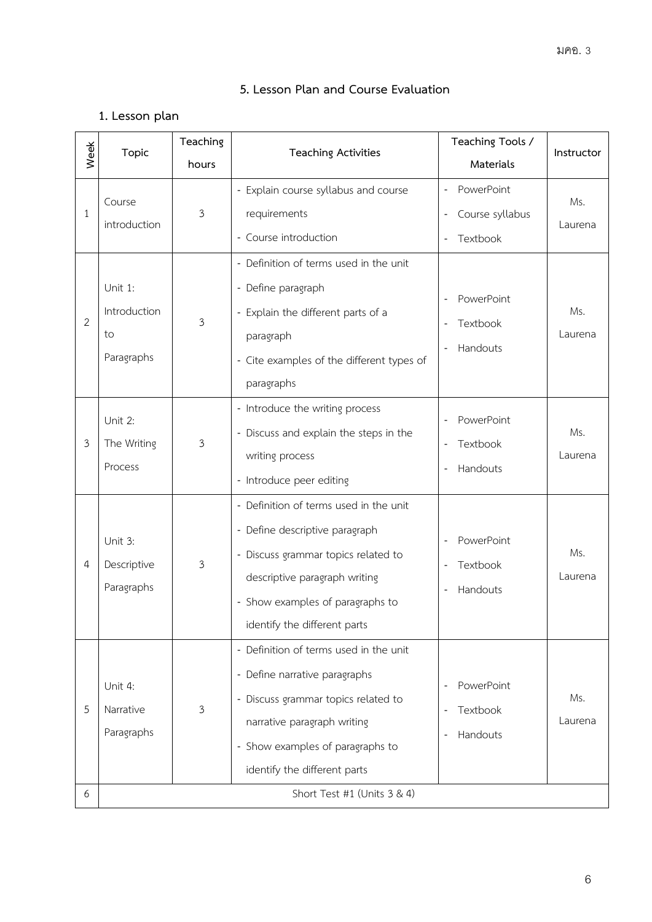## 5. Lesson Plan and Course Evaluation

### 1. Lesson plan

| Week | Topic | Teaching hours | Teaching Activities | Teaching Tools / Materials | Instructor |
|---|---|---|---|---|---|
| 1 | Course introduction | 3 | - Explain course syllabus and course requirements<br>- Course introduction | - PowerPoint<br>- Course syllabus<br>- Textbook | Ms. Laurena |
| 2 | Unit 1: Introduction to Paragraphs | 3 | - Definition of terms used in the unit<br>- Define paragraph<br>- Explain the different parts of a paragraph<br>- Cite examples of the different types of paragraphs | - PowerPoint<br>- Textbook<br>- Handouts | Ms. Laurena |
| 3 | Unit 2: The Writing Process | 3 | - Introduce the writing process<br>- Discuss and explain the steps in the writing process<br>- Introduce peer editing | - PowerPoint<br>- Textbook<br>- Handouts | Ms. Laurena |
| 4 | Unit 3: Descriptive Paragraphs | 3 | - Definition of terms used in the unit<br>- Define descriptive paragraph<br>- Discuss grammar topics related to descriptive paragraph writing<br>- Show examples of paragraphs to identify the different parts | - PowerPoint<br>- Textbook<br>- Handouts | Ms. Laurena |
| 5 | Unit 4: Narrative Paragraphs | 3 | - Definition of terms used in the unit<br>- Define narrative paragraphs<br>- Discuss grammar topics related to narrative paragraph writing<br>- Show examples of paragraphs to identify the different parts | - PowerPoint<br>- Textbook<br>- Handouts | Ms. Laurena |
| 6 | Short Test #1 (Units 3 & 4) | | | | |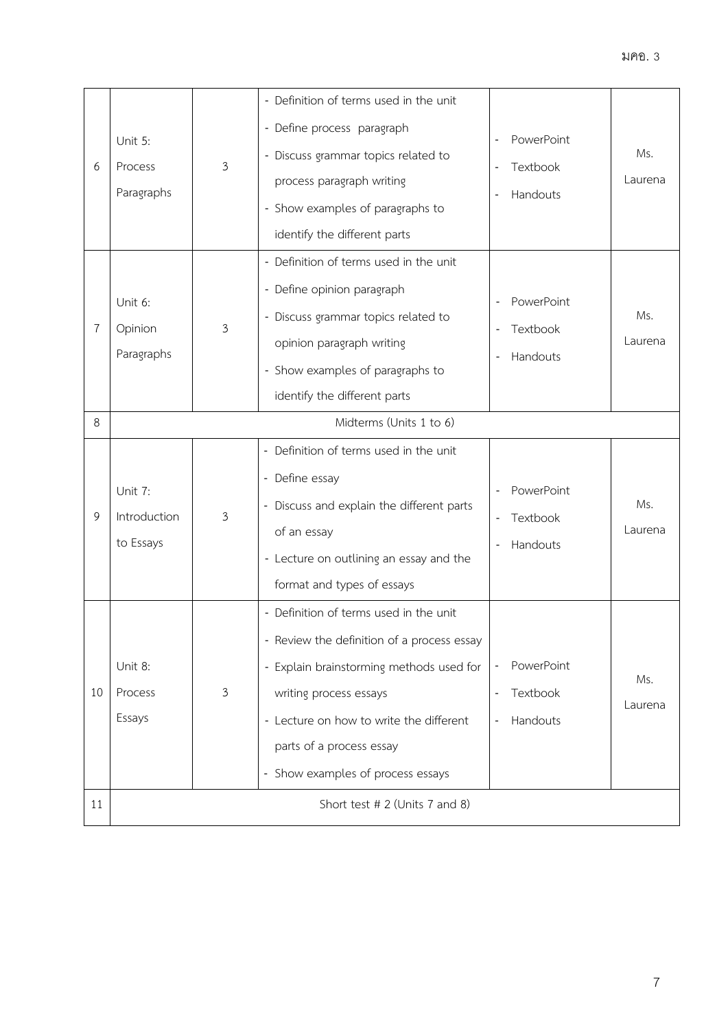| | | | | | |
|---|---|---|---|---|---|
| 6 | Unit 5: Process Paragraphs | 3 | - Definition of terms used in the unit<br>- Define process paragraph<br>- Discuss grammar topics related to process paragraph writing<br>- Show examples of paragraphs to identify the different parts | - PowerPoint<br>- Textbook<br>- Handouts | Ms. Laurena |
| 7 | Unit 6: Opinion Paragraphs | 3 | - Definition of terms used in the unit<br>- Define opinion paragraph<br>- Discuss grammar topics related to opinion paragraph writing<br>- Show examples of paragraphs to identify the different parts | - PowerPoint<br>- Textbook<br>- Handouts | Ms. Laurena |
| 8 | Midterms (Units 1 to 6) | | | | |
| 9 | Unit 7: Introduction to Essays | 3 | - Definition of terms used in the unit<br>- Define essay<br>- Discuss and explain the different parts of an essay<br>- Lecture on outlining an essay and the format and types of essays | - PowerPoint<br>- Textbook<br>- Handouts | Ms. Laurena |
| 10 | Unit 8: Process Essays | 3 | - Definition of terms used in the unit<br>- Review the definition of a process essay<br>- Explain brainstorming methods used for writing process essays<br>- Lecture on how to write the different parts of a process essay<br>- Show examples of process essays | - PowerPoint<br>- Textbook<br>- Handouts | Ms. Laurena |
| 11 | Short test # 2 (Units 7 and 8) | | | | |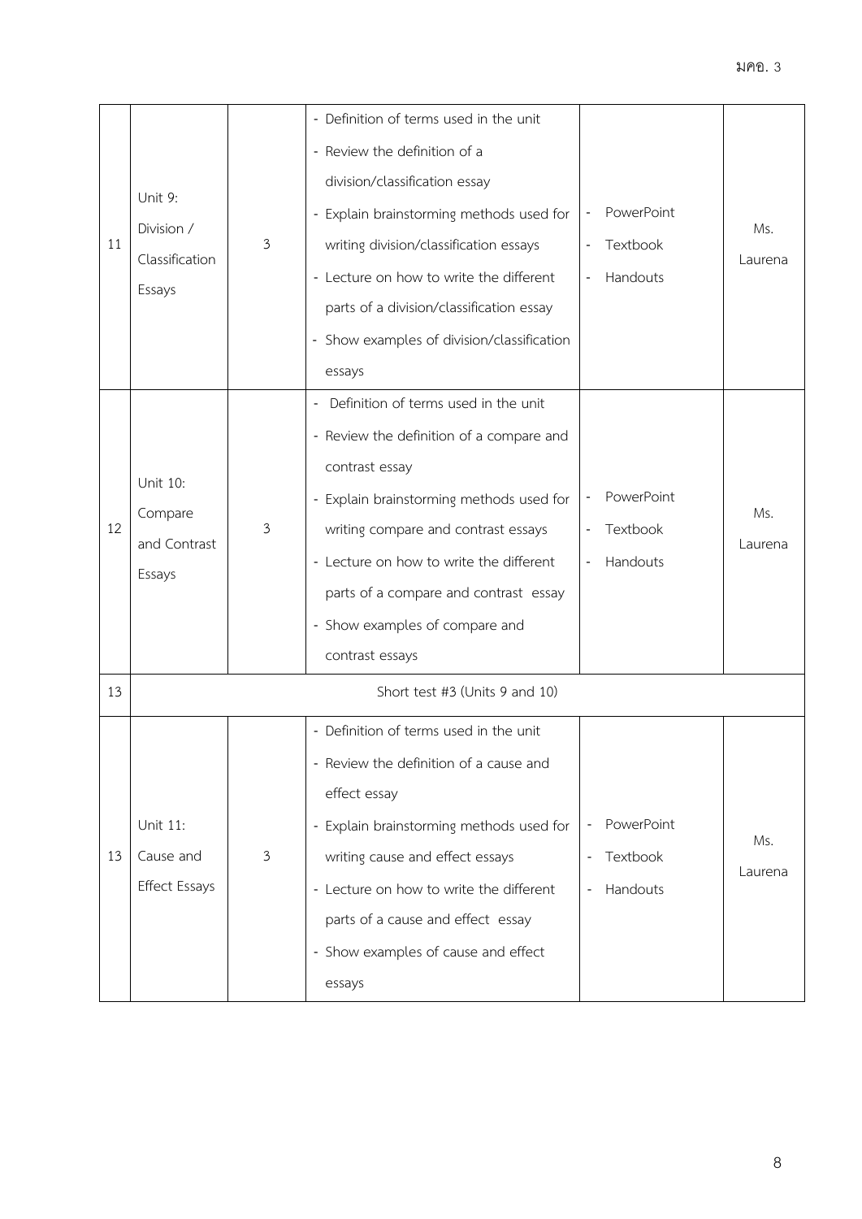| | | | | | |
|---|---|---|---|---|---|
| 11 | Unit 9: Division / Classification Essays | 3 | - Definition of terms used in the unit<br>- Review the definition of a division/classification essay<br>- Explain brainstorming methods used for writing division/classification essays<br>- Lecture on how to write the different parts of a division/classification essay<br>- Show examples of division/classification essays | - PowerPoint<br>- Textbook<br>- Handouts | Ms. Laurena |
| 12 | Unit 10: Compare and Contrast Essays | 3 | - Definition of terms used in the unit<br>- Review the definition of a compare and contrast essay<br>- Explain brainstorming methods used for writing compare and contrast essays<br>- Lecture on how to write the different parts of a compare and contrast essay<br>- Show examples of compare and contrast essays | - PowerPoint<br>- Textbook<br>- Handouts | Ms. Laurena |
| 13 | Short test #3 (Units 9 and 10) | | | | |
| 13 | Unit 11: Cause and Effect Essays | 3 | - Definition of terms used in the unit<br>- Review the definition of a cause and effect essay<br>- Explain brainstorming methods used for writing cause and effect essays<br>- Lecture on how to write the different parts of a cause and effect essay<br>- Show examples of cause and effect essays | - PowerPoint<br>- Textbook<br>- Handouts | Ms. Laurena |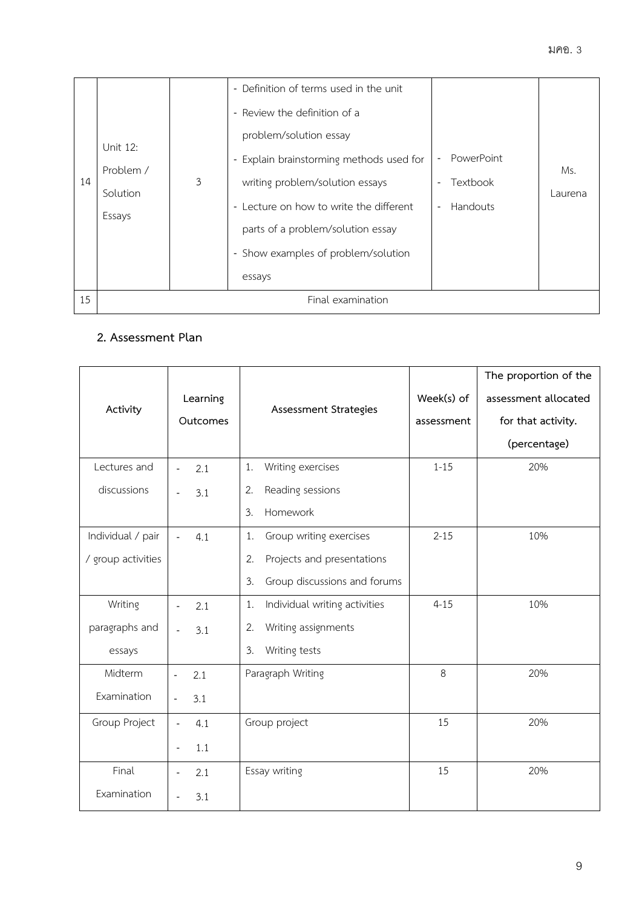| 14 | Unit 12: Problem / Solution Essays | 3 | - Definition of terms used in the unit<br>- Review the definition of a problem/solution essay<br>- Explain brainstorming methods used for writing problem/solution essays<br>- Lecture on how to write the different parts of a problem/solution essay<br>- Show examples of problem/solution essays | - PowerPoint<br>- Textbook<br>- Handouts | Ms. Laurena |
|---|---|---|---|---|---|
| 15 | Final examination | | | | |

## 2. Assessment Plan

| Activity | Learning Outcomes | Assessment Strategies | Week(s) of assessment | The proportion of the assessment allocated for that activity. (percentage) |
|---|---|---|---|---|
| Lectures and discussions | - 2.1<br>- 3.1 | 1. Writing exercises<br>2. Reading sessions<br>3. Homework | 1-15 | 20% |
| Individual / pair / group activities | - 4.1 | 1. Group writing exercises<br>2. Projects and presentations<br>3. Group discussions and forums | 2-15 | 10% |
| Writing paragraphs and essays | - 2.1<br>- 3.1 | 1. Individual writing activities<br>2. Writing assignments<br>3. Writing tests | 4-15 | 10% |
| Midterm Examination | - 2.1<br>- 3.1 | Paragraph Writing | 8 | 20% |
| Group Project | - 4.1<br>- 1.1 | Group project | 15 | 20% |
| Final Examination | - 2.1<br>- 3.1 | Essay writing | 15 | 20% |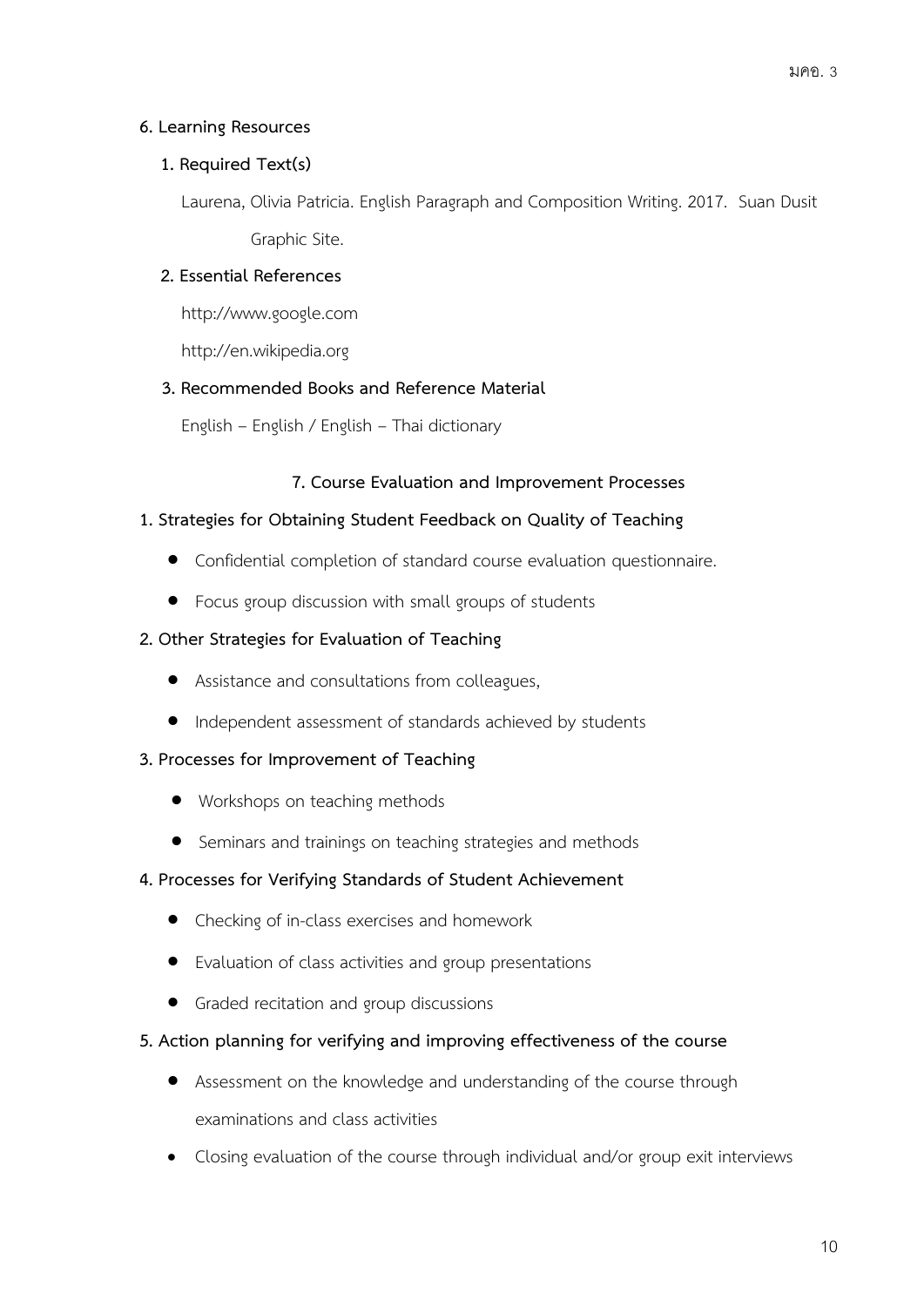## 6. Learning Resources

### 1. Required Text(s)

Laurena, Olivia Patricia. English Paragraph and Composition Writing. 2017. Suan Dusit Graphic Site.

### 2. Essential References

http://www.google.com

http://en.wikipedia.org

### 3. Recommended Books and Reference Material

English – English / English – Thai dictionary

## 7. Course Evaluation and Improvement Processes

### 1. Strategies for Obtaining Student Feedback on Quality of Teaching

- Confidential completion of standard course evaluation questionnaire.
- Focus group discussion with small groups of students

### 2. Other Strategies for Evaluation of Teaching

- Assistance and consultations from colleagues,
- Independent assessment of standards achieved by students

### 3. Processes for Improvement of Teaching

- Workshops on teaching methods
- Seminars and trainings on teaching strategies and methods

### 4. Processes for Verifying Standards of Student Achievement

- Checking of in-class exercises and homework
- Evaluation of class activities and group presentations
- Graded recitation and group discussions

### 5. Action planning for verifying and improving effectiveness of the course

- Assessment on the knowledge and understanding of the course through examinations and class activities
- Closing evaluation of the course through individual and/or group exit interviews